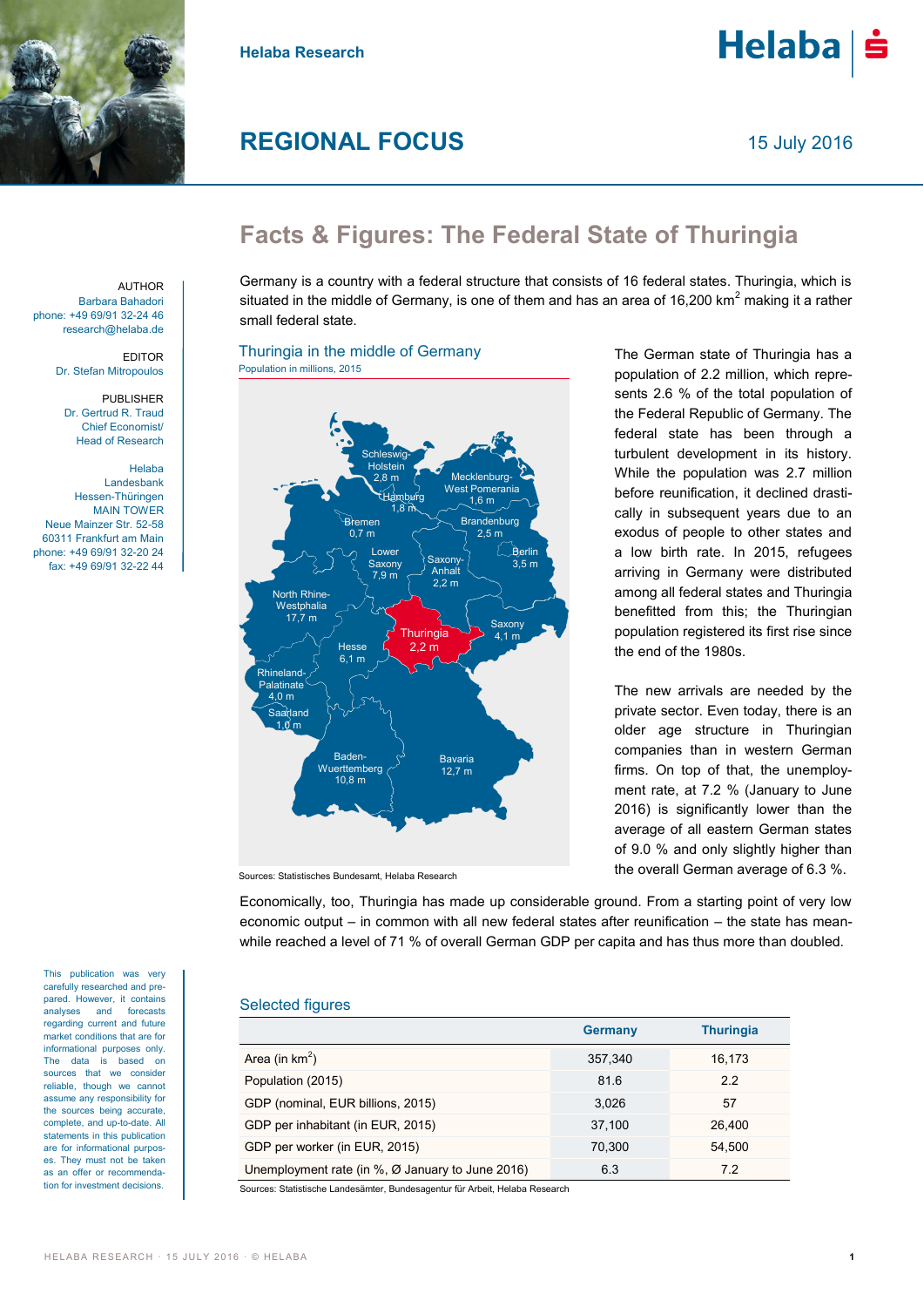Helaba Research

# REGIONAL FOCUS

15 July 2016

## Facts & Figures: The Federal State of Thuringia

AUTHOR
Barbara Bahadori
phone: +49 69/91 32-24 46
research@helaba.de

EDITOR
Dr. Stefan Mitropoulos

PUBLISHER
Dr. Gertrud R. Traud
Chief Economist/
Head of Research

Helaba
Landesbank
Hessen-Thüringen
MAIN TOWER
Neue Mainzer Str. 52-58
60311 Frankfurt am Main
phone: +49 69/91 32-20 24
fax: +49 69/91 32-22 44

Germany is a country with a federal structure that consists of 16 federal states. Thuringia, which is situated in the middle of Germany, is one of them and has an area of 16,200 km² making it a rather small federal state.

### Thuringia in the middle of Germany

Population in millions, 2015

Schleswig-Holstein 2,8 m; Mecklenburg-West Pomerania 1,6 m; Hamburg 1,8 m; Bremen 0,7 m; Brandenburg 2,5 m; Lower Saxony 7,9 m; Saxony-Anhalt 2,2 m; Berlin 3,5 m; North Rhine-Westphalia 17,7 m; Thuringia 2,2 m; Saxony 4,1 m; Hesse 6,1 m; Rhineland-Palatinate 4,0 m; Saarland 1,0 m; Baden-Wuerttemberg 10,8 m; Bavaria 12,7 m

Sources: Statistisches Bundesamt, Helaba Research

The German state of Thuringia has a population of 2.2 million, which represents 2.6 % of the total population of the Federal Republic of Germany. The federal state has been through a turbulent development in its history. While the population was 2.7 million before reunification, it declined drastically in subsequent years due to an exodus of people to other states and a low birth rate. In 2015, refugees arriving in Germany were distributed among all federal states and Thuringia benefitted from this; the Thuringian population registered its first rise since the end of the 1980s.

The new arrivals are needed by the private sector. Even today, there is an older age structure in Thuringian companies than in western German firms. On top of that, the unemployment rate, at 7.2 % (January to June 2016) is significantly lower than the average of all eastern German states of 9.0 % and only slightly higher than the overall German average of 6.3 %.

Economically, too, Thuringia has made up considerable ground. From a starting point of very low economic output – in common with all new federal states after reunification – the state has meanwhile reached a level of 71 % of overall German GDP per capita and has thus more than doubled.

### Selected figures

| | Germany | Thuringia |
|---|---|---|
| Area (in km²) | 357,340 | 16,173 |
| Population (2015) | 81.6 | 2.2 |
| GDP (nominal, EUR billions, 2015) | 3,026 | 57 |
| GDP per inhabitant (in EUR, 2015) | 37,100 | 26,400 |
| GDP per worker (in EUR, 2015) | 70,300 | 54,500 |
| Unemployment rate (in %, Ø January to June 2016) | 6.3 | 7.2 |

Sources: Statistische Landesämter, Bundesagentur für Arbeit, Helaba Research

This publication was very carefully researched and prepared. However, it contains analyses and forecasts regarding current and future market conditions that are for informational purposes only. The data is based on sources that we consider reliable, though we cannot assume any responsibility for the sources being accurate, complete, and up-to-date. All statements in this publication are for informational purposes. They must not be taken as an offer or recommendation for investment decisions.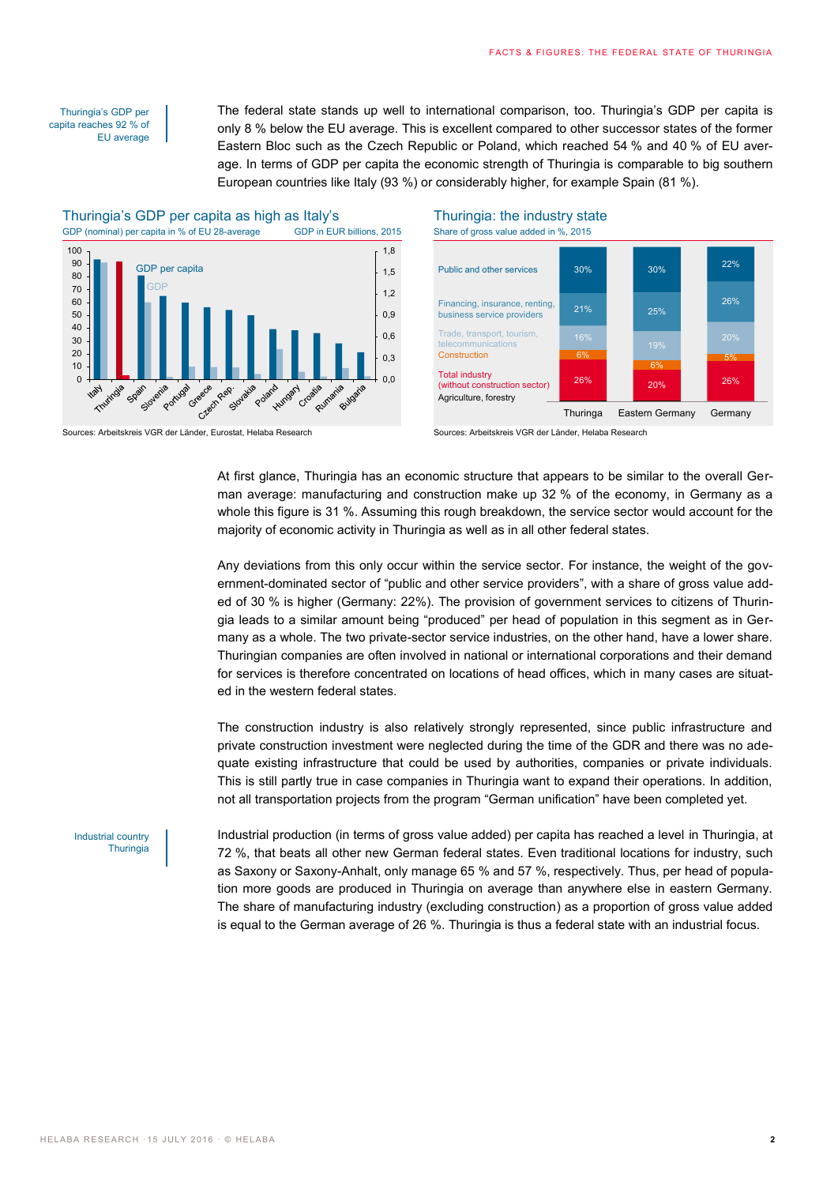Thuringia's GDP per capita reaches 92 % of EU average

The federal state stands up well to international comparison, too. Thuringia's GDP per capita is only 8 % below the EU average. This is excellent compared to other successor states of the former Eastern Bloc such as the Czech Republic or Poland, which reached 54 % and 40 % of EU average. In terms of GDP per capita the economic strength of Thuringia is comparable to big southern European countries like Italy (93 %) or considerably higher, for example Spain (81 %).

**Thuringia's GDP per capita as high as Italy's**

GDP (nominal) per capita in % of EU 28-average; GDP in EUR billions, 2015

Sources: Arbeitskreis VGR der Länder, Eurostat, Helaba Research

**Thuringia: the industry state**

Share of gross value added in %, 2015

| | Thuringa | Eastern Germany | Germany |
|---|---|---|---|
| Public and other services | 30% | 30% | 22% |
| Financing, insurance, renting, business service providers | 21% | 25% | 26% |
| Trade, transport, tourism, telecommunications | 16% | 19% | 20% |
| Construction | 6% | 6% | 5% |
| Total industry (without construction sector) | 26% | 20% | 26% |
| Agriculture, forestry | | | |

Sources: Arbeitskreis VGR der Länder, Helaba Research

At first glance, Thuringia has an economic structure that appears to be similar to the overall German average: manufacturing and construction make up 32 % of the economy, in Germany as a whole this figure is 31 %. Assuming this rough breakdown, the service sector would account for the majority of economic activity in Thuringia as well as in all other federal states.

Any deviations from this only occur within the service sector. For instance, the weight of the government-dominated sector of "public and other service providers", with a share of gross value added of 30 % is higher (Germany: 22%). The provision of government services to citizens of Thuringia leads to a similar amount being "produced" per head of population in this segment as in Germany as a whole. The two private-sector service industries, on the other hand, have a lower share. Thuringian companies are often involved in national or international corporations and their demand for services is therefore concentrated on locations of head offices, which in many cases are situated in the western federal states.

The construction industry is also relatively strongly represented, since public infrastructure and private construction investment were neglected during the time of the GDR and there was no adequate existing infrastructure that could be used by authorities, companies or private individuals. This is still partly true in case companies in Thuringia want to expand their operations. In addition, not all transportation projects from the program "German unification" have been completed yet.

Industrial country Thuringia

Industrial production (in terms of gross value added) per capita has reached a level in Thuringia, at 72 %, that beats all other new German federal states. Even traditional locations for industry, such as Saxony or Saxony-Anhalt, only manage 65 % and 57 %, respectively. Thus, per head of population more goods are produced in Thuringia on average than anywhere else in eastern Germany. The share of manufacturing industry (excluding construction) as a proportion of gross value added is equal to the German average of 26 %. Thuringia is thus a federal state with an industrial focus.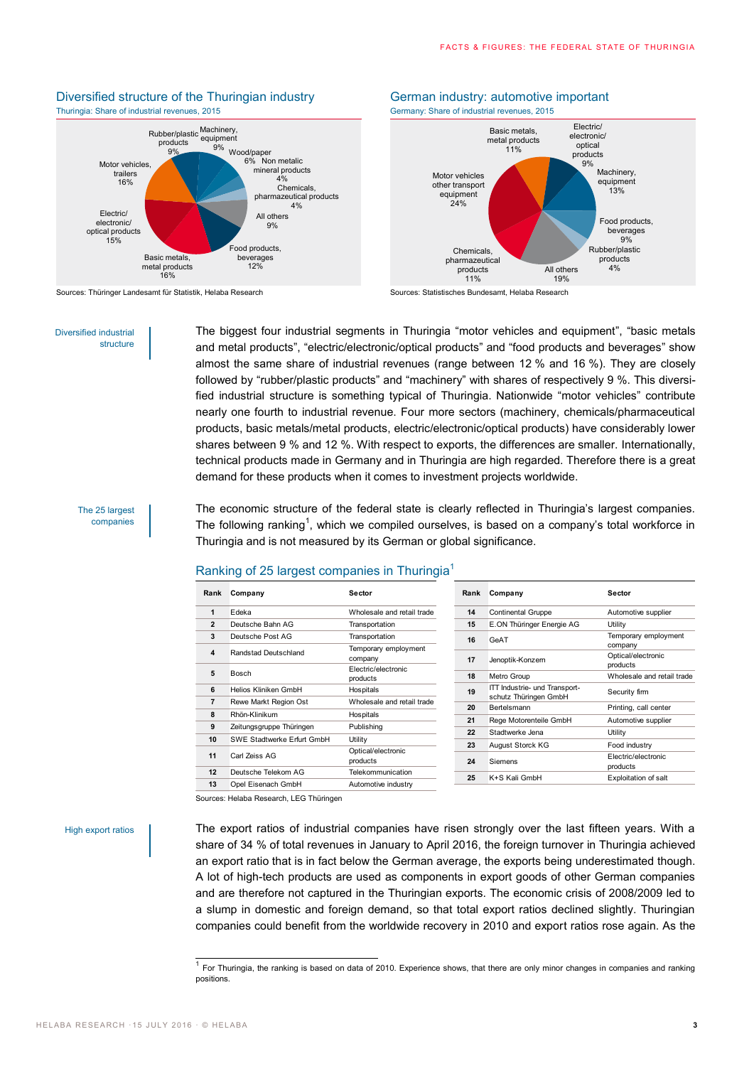## Diversified structure of the Thuringian industry

Thuringia: Share of industrial revenues, 2015

- Machinery, equipment 9%
- Wood/paper 6%
- Non metalic mineral products 4%
- Chemicals, pharmazeutical products 4%
- All others 9%
- Food products, beverages 12%
- Basic metals, metal products 16%
- Electric/electronic/optical products 15%
- Motor vehicles, trailers 16%
- Rubber/plastic products 9%

Sources: Thüringer Landesamt für Statistik, Helaba Research

## German industry: automotive important

Germany: Share of industrial revenues, 2015

- Electric/electronic/optical products 9%
- Machinery, equipment 13%
- Food products, beverages 9%
- Rubber/plastic products 4%
- All others 19%
- Chemicals, pharmazeutical products 11%
- Motor vehicles other transport equipment 24%
- Basic metals, metal products 11%

Sources: Statistisches Bundesamt, Helaba Research

**Diversified industrial structure**

The biggest four industrial segments in Thuringia "motor vehicles and equipment", "basic metals and metal products", "electric/electronic/optical products" and "food products and beverages" show almost the same share of industrial revenues (range between 12 % and 16 %). They are closely followed by "rubber/plastic products" and "machinery" with shares of respectively 9 %. This diversified industrial structure is something typical of Thuringia. Nationwide "motor vehicles" contribute nearly one fourth to industrial revenue. Four more sectors (machinery, chemicals/pharmaceutical products, basic metals/metal products, electric/electronic/optical products) have considerably lower shares between 9 % and 12 %. With respect to exports, the differences are smaller. Internationally, technical products made in Germany and in Thuringia are high regarded. Therefore there is a great demand for these products when it comes to investment projects worldwide.

**The 25 largest companies**

The economic structure of the federal state is clearly reflected in Thuringia's largest companies. The following ranking[1], which we compiled ourselves, is based on a company's total workforce in Thuringia and is not measured by its German or global significance.

## Ranking of 25 largest companies in Thuringia[1]

| Rank | Company | Sector |
|---|---|---|
| 1 | Edeka | Wholesale and retail trade |
| 2 | Deutsche Bahn AG | Transportation |
| 3 | Deutsche Post AG | Transportation |
| 4 | Randstad Deutschland | Temporary employment company |
| 5 | Bosch | Electric/electronic products |
| 6 | Helios Kliniken GmbH | Hospitals |
| 7 | Rewe Markt Region Ost | Wholesale and retail trade |
| 8 | Rhön-Klinikum | Hospitals |
| 9 | Zeitungsgruppe Thüringen | Publishing |
| 10 | SWE Stadtwerke Erfurt GmbH | Utility |
| 11 | Carl Zeiss AG | Optical/electronic products |
| 12 | Deutsche Telekom AG | Telekommunication |
| 13 | Opel Eisenach GmbH | Automotive industry |
| 14 | Continental Gruppe | Automotive supplier |
| 15 | E.ON Thüringer Energie AG | Utility |
| 16 | GeAT | Temporary employment company |
| 17 | Jenoptik-Konzern | Optical/electronic products |
| 18 | Metro Group | Wholesale and retail trade |
| 19 | ITT Industrie- und Transportschutz Thüringen GmbH | Security firm |
| 20 | Bertelsmann | Printing, call center |
| 21 | Rege Motorenteile GmbH | Automotive supplier |
| 22 | Stadtwerke Jena | Utility |
| 23 | August Storck KG | Food industry |
| 24 | Siemens | Electric/electronic products |
| 25 | K+S Kali GmbH | Exploitation of salt |

Sources: Helaba Research, LEG Thüringen

**High export ratios**

The export ratios of industrial companies have risen strongly over the last fifteen years. With a share of 34 % of total revenues in January to April 2016, the foreign turnover in Thuringia achieved an export ratio that is in fact below the German average, the exports being underestimated though. A lot of high-tech products are used as components in export goods of other German companies and are therefore not captured in the Thuringian exports. The economic crisis of 2008/2009 led to a slump in domestic and foreign demand, so that total export ratios declined slightly. Thuringian companies could benefit from the worldwide recovery in 2010 and export ratios rose again. As the

---

[1] For Thuringia, the ranking is based on data of 2010. Experience shows, that there are only minor changes in companies and ranking positions.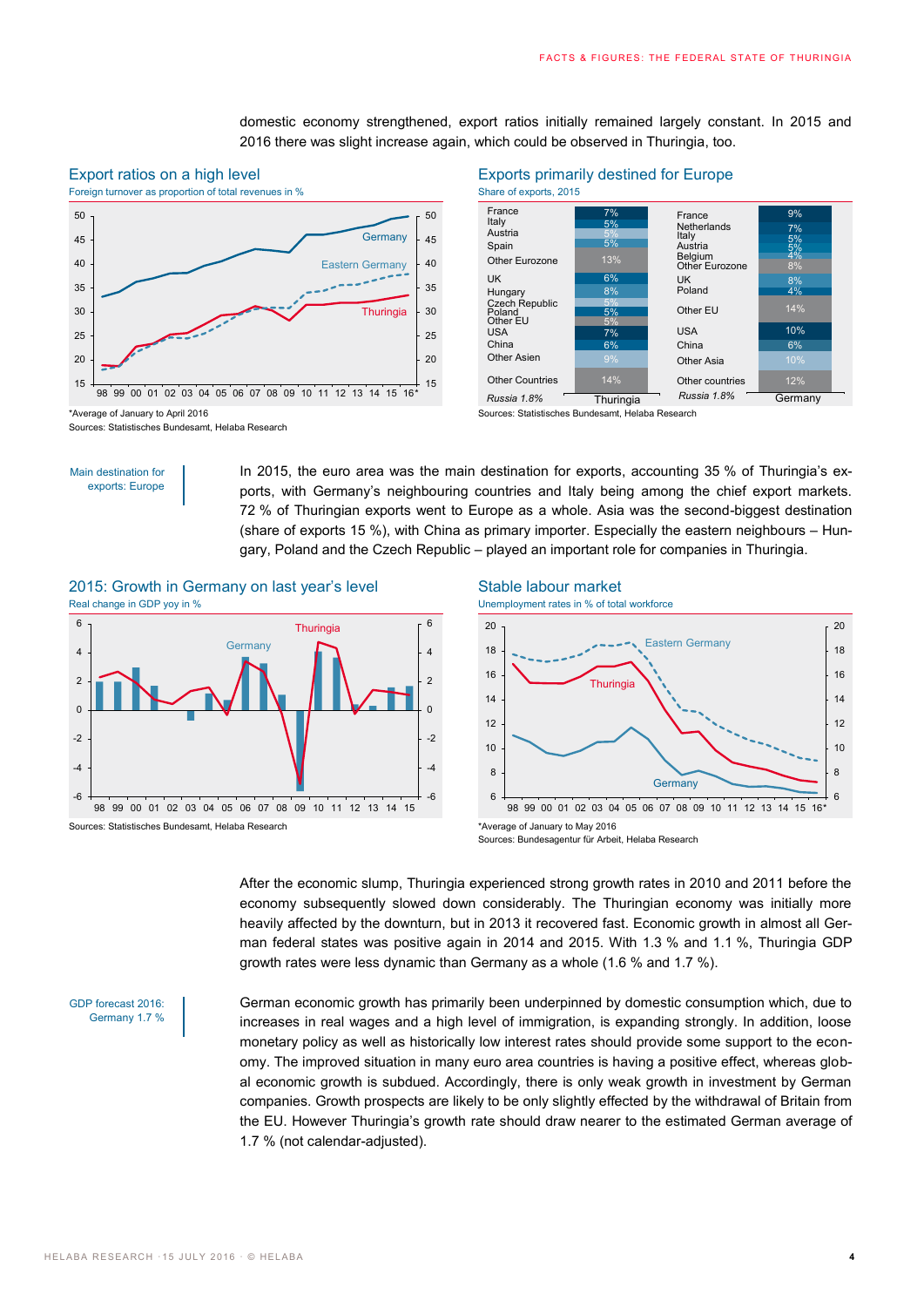domestic economy strengthened, export ratios initially remained largely constant. In 2015 and 2016 there was slight increase again, which could be observed in Thuringia, too.

### Export ratios on a high level

Foreign turnover as proportion of total revenues in %

*Average of January to April 2016

Sources: Statistisches Bundesamt, Helaba Research

### Exports primarily destined for Europe

Share of exports, 2015

| Thuringia | | Germany | |
|---|---|---|---|
| France | 7% | France | 9% |
| Italy | 5% | Netherlands | 7% |
| Austria | 5% | Italy | 5% |
| Spain | 5% | Austria | 5% |
| Other Eurozone | 13% | Belgium | 4% |
| UK | 6% | Other Eurozone | 8% |
| Hungary | 8% | UK | 8% |
| Czech Republic | 5% | Poland | 4% |
| Poland | 5% | Other EU | 14% |
| Other EU | 5% | USA | 10% |
| USA | 7% | China | 6% |
| China | 6% | Other Asia | 10% |
| Other Asien | 9% | Other countries | 12% |
| Other Countries | 14% | *Russia 1.8%* | |
| *Russia 1.8%* | | | |

Sources: Statistisches Bundesamt, Helaba Research

Main destination for exports: Europe

In 2015, the euro area was the main destination for exports, accounting 35 % of Thuringia's exports, with Germany's neighbouring countries and Italy being among the chief export markets. 72 % of Thuringian exports went to Europe as a whole. Asia was the second-biggest destination (share of exports 15 %), with China as primary importer. Especially the eastern neighbours – Hungary, Poland and the Czech Republic – played an important role for companies in Thuringia.

### 2015: Growth in Germany on last year's level

Real change in GDP yoy in %

Sources: Statistisches Bundesamt, Helaba Research

### Stable labour market

Unemployment rates in % of total workforce

*Average of January to May 2016

Sources: Bundesagentur für Arbeit, Helaba Research

After the economic slump, Thuringia experienced strong growth rates in 2010 and 2011 before the economy subsequently slowed down considerably. The Thuringian economy was initially more heavily affected by the downturn, but in 2013 it recovered fast. Economic growth in almost all German federal states was positive again in 2014 and 2015. With 1.3 % and 1.1 %, Thuringia GDP growth rates were less dynamic than Germany as a whole (1.6 % and 1.7 %).

GDP forecast 2016: Germany 1.7 %

German economic growth has primarily been underpinned by domestic consumption which, due to increases in real wages and a high level of immigration, is expanding strongly. In addition, loose monetary policy as well as historically low interest rates should provide some support to the economy. The improved situation in many euro area countries is having a positive effect, whereas global economic growth is subdued. Accordingly, there is only weak growth in investment by German companies. Growth prospects are likely to be only slightly effected by the withdrawal of Britain from the EU. However Thuringia's growth rate should draw nearer to the estimated German average of 1.7 % (not calendar-adjusted).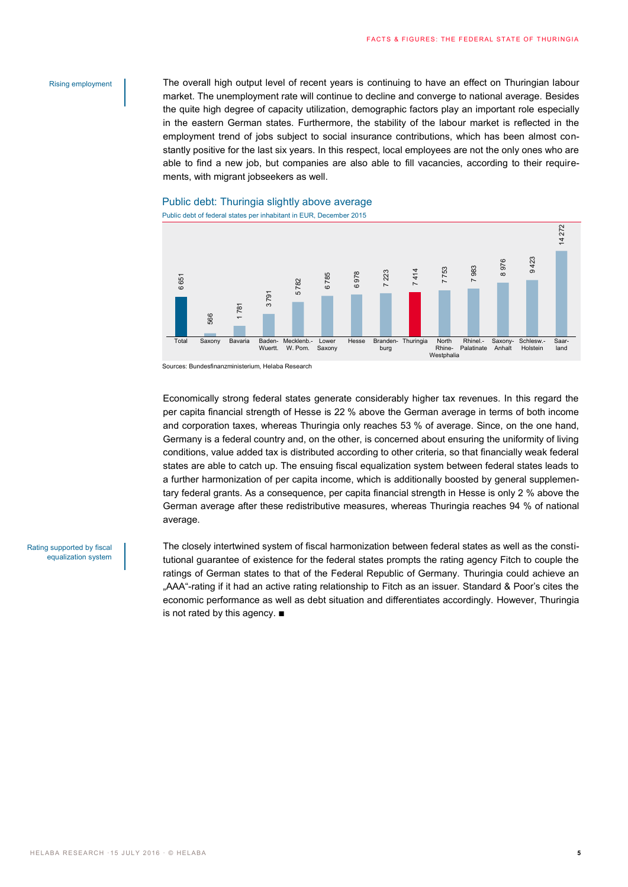Rising employment

The overall high output level of recent years is continuing to have an effect on Thuringian labour market. The unemployment rate will continue to decline and converge to national average. Besides the quite high degree of capacity utilization, demographic factors play an important role especially in the eastern German states. Furthermore, the stability of the labour market is reflected in the employment trend of jobs subject to social insurance contributions, which has been almost constantly positive for the last six years. In this respect, local employees are not the only ones who are able to find a new job, but companies are also able to fill vacancies, according to their requirements, with migrant jobseekers as well.

## Public debt: Thuringia slightly above average

Public debt of federal states per inhabitant in EUR, December 2015

Total 6 651
Saxony 566
Bavaria 1 781
Baden-Wuertt. 3 791
Mecklenb.-W. Pom. 5 782
Lower Saxony 6 785
Hesse 6 978
Branden-burg 7 223
Thuringia 7 414
North Rhine-Westphalia 7 753
Rhinel.-Palatinate 7 983
Saxony-Anhalt 8 976
Schlesw.-Holstein 9 423
Saar-land 14 272

Sources: Bundesfinanzministerium, Helaba Research

Economically strong federal states generate considerably higher tax revenues. In this regard the per capita financial strength of Hesse is 22 % above the German average in terms of both income and corporation taxes, whereas Thuringia only reaches 53 % of average. Since, on the one hand, Germany is a federal country and, on the other, is concerned about ensuring the uniformity of living conditions, value added tax is distributed according to other criteria, so that financially weak federal states are able to catch up. The ensuing fiscal equalization system between federal states leads to a further harmonization of per capita income, which is additionally boosted by general supplementary federal grants. As a consequence, per capita financial strength in Hesse is only 2 % above the German average after these redistributive measures, whereas Thuringia reaches 94 % of national average.

Rating supported by fiscal equalization system

The closely intertwined system of fiscal harmonization between federal states as well as the constitutional guarantee of existence for the federal states prompts the rating agency Fitch to couple the ratings of German states to that of the Federal Republic of Germany. Thuringia could achieve an „AAA"-rating if it had an active rating relationship to Fitch as an issuer. Standard & Poor's cites the economic performance as well as debt situation and differentiates accordingly. However, Thuringia is not rated by this agency. ■